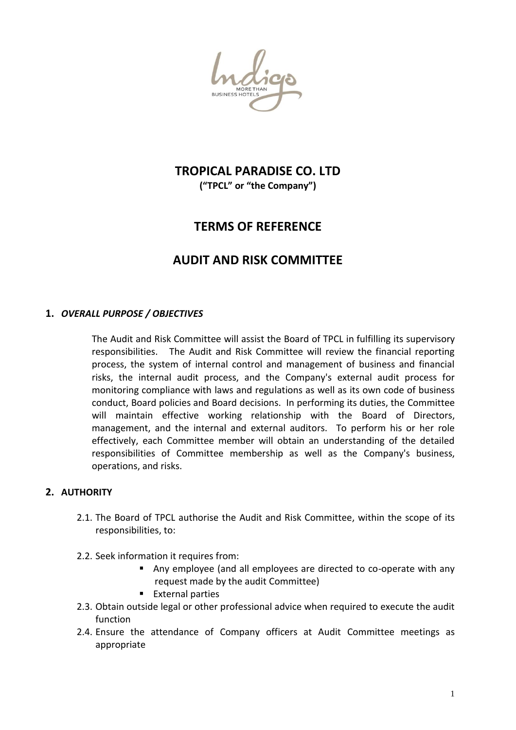# TROPICAL PARADISE CO. LTD

**(“TPCL” or “the Company”)**

## TERMS OF REFERENCE

## AUDIT AND RISK COMMITTEE

### 1. *OVERALL PURPOSE / OBJECTIVES*

The Audit and Risk Committee will assist the Board of TPCL in fulfilling its supervisory responsibilities. The Audit and Risk Committee will review the financial reporting process, the system of internal control and management of business and financial risks, the internal audit process, and the Company's external audit process for monitoring compliance with laws and regulations as well as its own code of business conduct, Board policies and Board decisions. In performing its duties, the Committee will maintain effective working relationship with the Board of Directors, management, and the internal and external auditors. To perform his or her role effectively, each Committee member will obtain an understanding of the detailed responsibilities of Committee membership as well as the Company's business, operations, and risks.

### 2. AUTHORITY

2.1. The Board of TPCL authorise the Audit and Risk Committee, within the scope of its responsibilities, to:

2.2. Seek information it requires from:

- Any employee (and all employees are directed to co-operate with any request made by the audit Committee)
- External parties

2.3. Obtain outside legal or other professional advice when required to execute the audit function

2.4. Ensure the attendance of Company officers at Audit Committee meetings as appropriate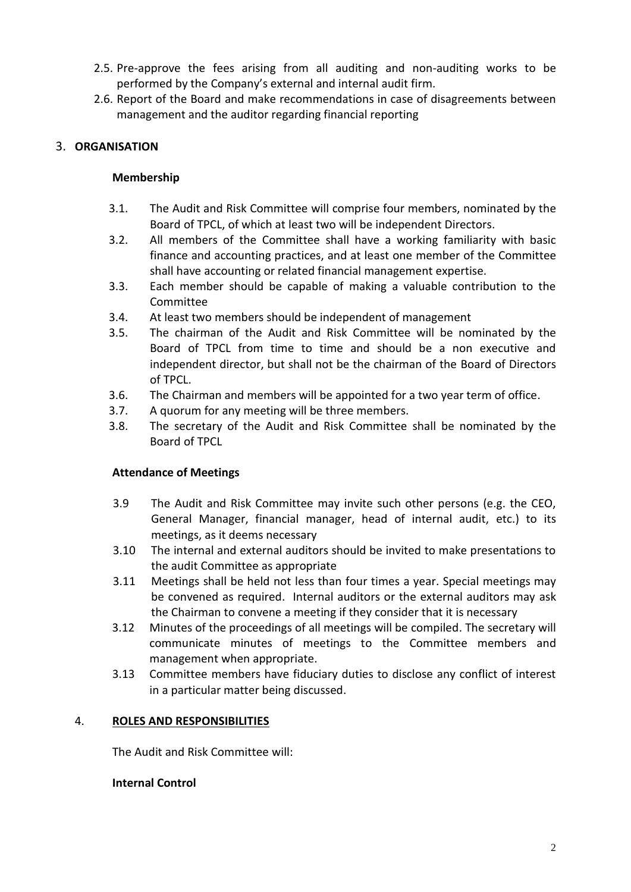2.5. Pre-approve the fees arising from all auditing and non-auditing works to be performed by the Company's external and internal audit firm.

2.6. Report of the Board and make recommendations in case of disagreements between management and the auditor regarding financial reporting

## 3. ORGANISATION

### Membership

3.1. The Audit and Risk Committee will comprise four members, nominated by the Board of TPCL, of which at least two will be independent Directors.

3.2. All members of the Committee shall have a working familiarity with basic finance and accounting practices, and at least one member of the Committee shall have accounting or related financial management expertise.

3.3. Each member should be capable of making a valuable contribution to the Committee

3.4. At least two members should be independent of management

3.5. The chairman of the Audit and Risk Committee will be nominated by the Board of TPCL from time to time and should be a non executive and independent director, but shall not be the chairman of the Board of Directors of TPCL.

3.6. The Chairman and members will be appointed for a two year term of office.

3.7. A quorum for any meeting will be three members.

3.8. The secretary of the Audit and Risk Committee shall be nominated by the Board of TPCL

### Attendance of Meetings

3.9 The Audit and Risk Committee may invite such other persons (e.g. the CEO, General Manager, financial manager, head of internal audit, etc.) to its meetings, as it deems necessary

3.10 The internal and external auditors should be invited to make presentations to the audit Committee as appropriate

3.11 Meetings shall be held not less than four times a year. Special meetings may be convened as required. Internal auditors or the external auditors may ask the Chairman to convene a meeting if they consider that it is necessary

3.12 Minutes of the proceedings of all meetings will be compiled. The secretary will communicate minutes of meetings to the Committee members and management when appropriate.

3.13 Committee members have fiduciary duties to disclose any conflict of interest in a particular matter being discussed.

## 4. ROLES AND RESPONSIBILITIES

The Audit and Risk Committee will:

### Internal Control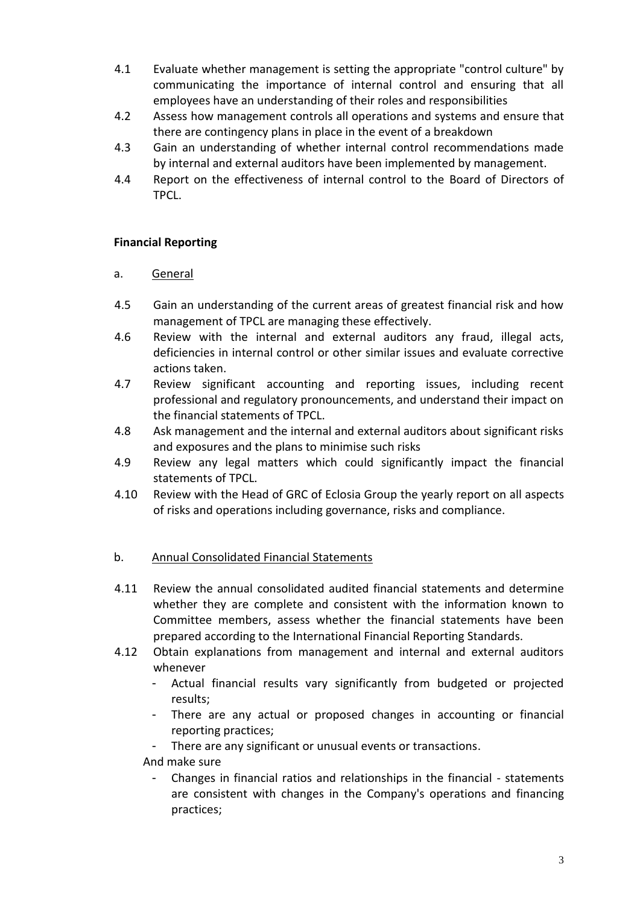4.1 Evaluate whether management is setting the appropriate "control culture" by communicating the importance of internal control and ensuring that all employees have an understanding of their roles and responsibilities

4.2 Assess how management controls all operations and systems and ensure that there are contingency plans in place in the event of a breakdown

4.3 Gain an understanding of whether internal control recommendations made by internal and external auditors have been implemented by management.

4.4 Report on the effectiveness of internal control to the Board of Directors of TPCL.

**Financial Reporting**

a. <u>General</u>

4.5 Gain an understanding of the current areas of greatest financial risk and how management of TPCL are managing these effectively.

4.6 Review with the internal and external auditors any fraud, illegal acts, deficiencies in internal control or other similar issues and evaluate corrective actions taken.

4.7 Review significant accounting and reporting issues, including recent professional and regulatory pronouncements, and understand their impact on the financial statements of TPCL.

4.8 Ask management and the internal and external auditors about significant risks and exposures and the plans to minimise such risks

4.9 Review any legal matters which could significantly impact the financial statements of TPCL.

4.10 Review with the Head of GRC of Eclosia Group the yearly report on all aspects of risks and operations including governance, risks and compliance.

b. <u>Annual Consolidated Financial Statements</u>

4.11 Review the annual consolidated audited financial statements and determine whether they are complete and consistent with the information known to Committee members, assess whether the financial statements have been prepared according to the International Financial Reporting Standards.

4.12 Obtain explanations from management and internal and external auditors whenever

- Actual financial results vary significantly from budgeted or projected results;
- There are any actual or proposed changes in accounting or financial reporting practices;
- There are any significant or unusual events or transactions.

And make sure

- Changes in financial ratios and relationships in the financial - statements are consistent with changes in the Company's operations and financing practices;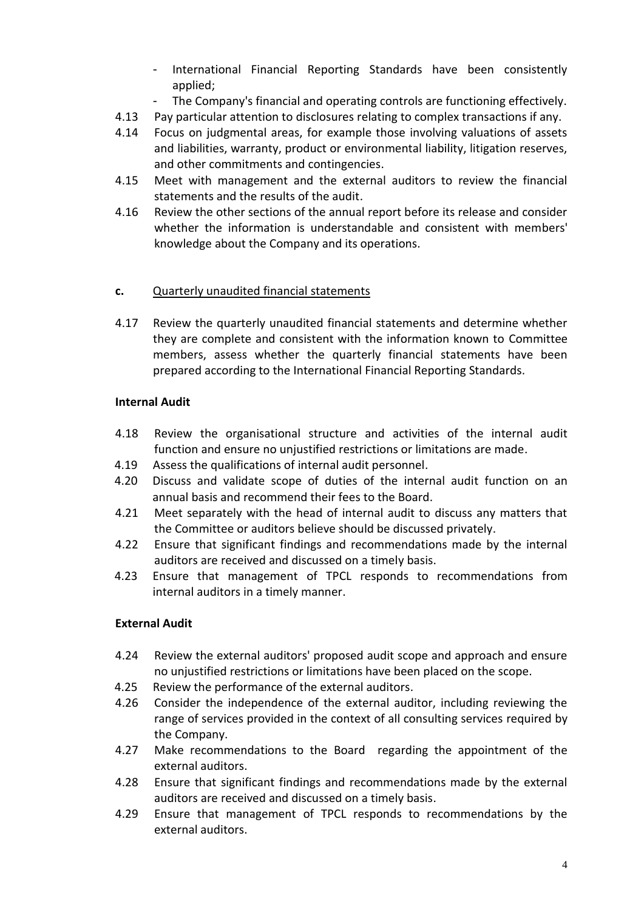- International Financial Reporting Standards have been consistently applied;
- The Company's financial and operating controls are functioning effectively.

4.13 Pay particular attention to disclosures relating to complex transactions if any.

4.14 Focus on judgmental areas, for example those involving valuations of assets and liabilities, warranty, product or environmental liability, litigation reserves, and other commitments and contingencies.

4.15 Meet with management and the external auditors to review the financial statements and the results of the audit.

4.16 Review the other sections of the annual report before its release and consider whether the information is understandable and consistent with members' knowledge about the Company and its operations.

**c.** Quarterly unaudited financial statements

4.17 Review the quarterly unaudited financial statements and determine whether they are complete and consistent with the information known to Committee members, assess whether the quarterly financial statements have been prepared according to the International Financial Reporting Standards.

**Internal Audit**

4.18 Review the organisational structure and activities of the internal audit function and ensure no unjustified restrictions or limitations are made.

4.19 Assess the qualifications of internal audit personnel.

4.20 Discuss and validate scope of duties of the internal audit function on an annual basis and recommend their fees to the Board.

4.21 Meet separately with the head of internal audit to discuss any matters that the Committee or auditors believe should be discussed privately.

4.22 Ensure that significant findings and recommendations made by the internal auditors are received and discussed on a timely basis.

4.23 Ensure that management of TPCL responds to recommendations from internal auditors in a timely manner.

**External Audit**

4.24 Review the external auditors' proposed audit scope and approach and ensure no unjustified restrictions or limitations have been placed on the scope.

4.25 Review the performance of the external auditors.

4.26 Consider the independence of the external auditor, including reviewing the range of services provided in the context of all consulting services required by the Company.

4.27 Make recommendations to the Board regarding the appointment of the external auditors.

4.28 Ensure that significant findings and recommendations made by the external auditors are received and discussed on a timely basis.

4.29 Ensure that management of TPCL responds to recommendations by the external auditors.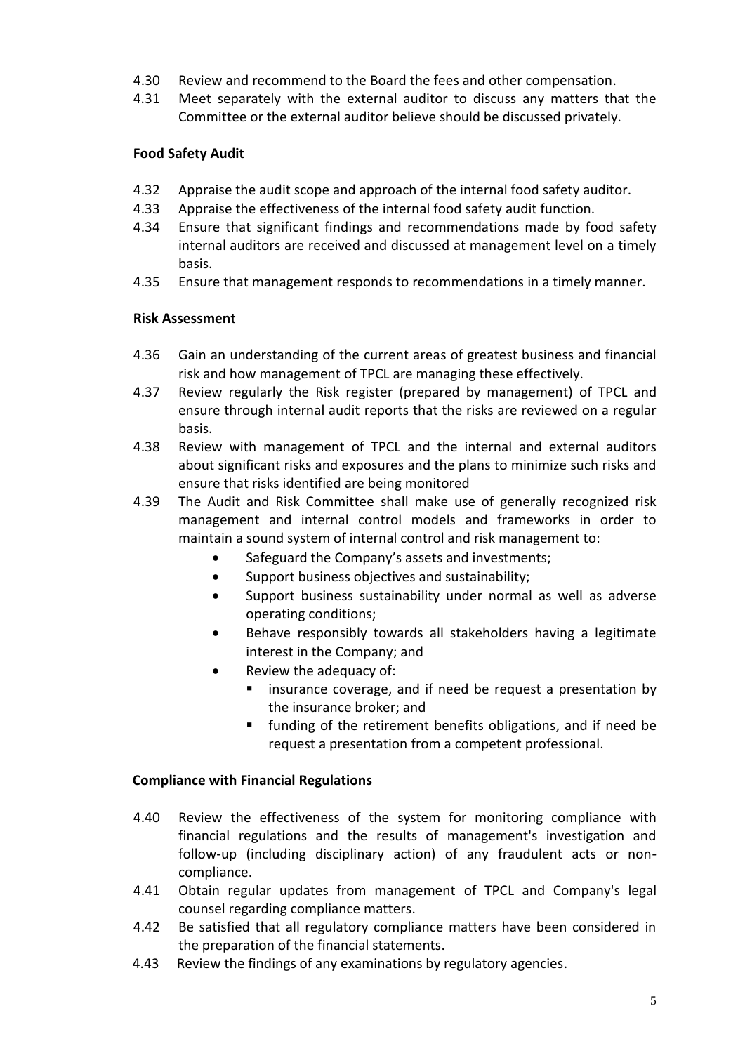4.30 Review and recommend to the Board the fees and other compensation.

4.31 Meet separately with the external auditor to discuss any matters that the Committee or the external auditor believe should be discussed privately.

**Food Safety Audit**

4.32 Appraise the audit scope and approach of the internal food safety auditor.

4.33 Appraise the effectiveness of the internal food safety audit function.

4.34 Ensure that significant findings and recommendations made by food safety internal auditors are received and discussed at management level on a timely basis.

4.35 Ensure that management responds to recommendations in a timely manner.

**Risk Assessment**

4.36 Gain an understanding of the current areas of greatest business and financial risk and how management of TPCL are managing these effectively.

4.37 Review regularly the Risk register (prepared by management) of TPCL and ensure through internal audit reports that the risks are reviewed on a regular basis.

4.38 Review with management of TPCL and the internal and external auditors about significant risks and exposures and the plans to minimize such risks and ensure that risks identified are being monitored

4.39 The Audit and Risk Committee shall make use of generally recognized risk management and internal control models and frameworks in order to maintain a sound system of internal control and risk management to:

- Safeguard the Company's assets and investments;
- Support business objectives and sustainability;
- Support business sustainability under normal as well as adverse operating conditions;
- Behave responsibly towards all stakeholders having a legitimate interest in the Company; and
- Review the adequacy of:
  - insurance coverage, and if need be request a presentation by the insurance broker; and
  - funding of the retirement benefits obligations, and if need be request a presentation from a competent professional.

**Compliance with Financial Regulations**

4.40 Review the effectiveness of the system for monitoring compliance with financial regulations and the results of management's investigation and follow-up (including disciplinary action) of any fraudulent acts or non-compliance.

4.41 Obtain regular updates from management of TPCL and Company's legal counsel regarding compliance matters.

4.42 Be satisfied that all regulatory compliance matters have been considered in the preparation of the financial statements.

4.43 Review the findings of any examinations by regulatory agencies.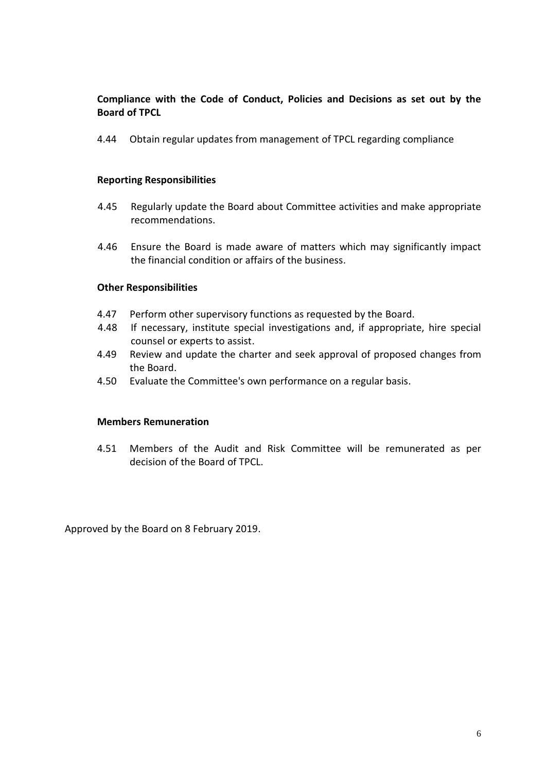**Compliance with the Code of Conduct, Policies and Decisions as set out by the Board of TPCL**

4.44 Obtain regular updates from management of TPCL regarding compliance

**Reporting Responsibilities**

4.45 Regularly update the Board about Committee activities and make appropriate recommendations.

4.46 Ensure the Board is made aware of matters which may significantly impact the financial condition or affairs of the business.

**Other Responsibilities**

4.47 Perform other supervisory functions as requested by the Board.

4.48 If necessary, institute special investigations and, if appropriate, hire special counsel or experts to assist.

4.49 Review and update the charter and seek approval of proposed changes from the Board.

4.50 Evaluate the Committee's own performance on a regular basis.

**Members Remuneration**

4.51 Members of the Audit and Risk Committee will be remunerated as per decision of the Board of TPCL.

Approved by the Board on 8 February 2019.